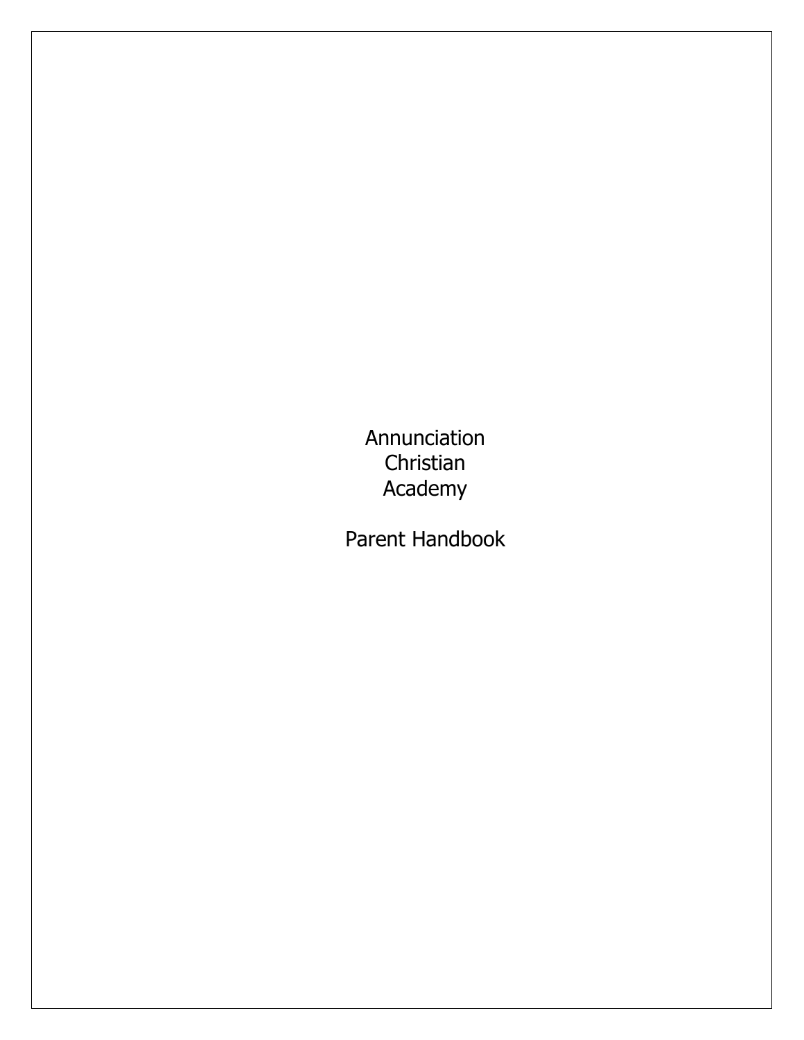# Annunciation Christian Academy

# Parent Handbook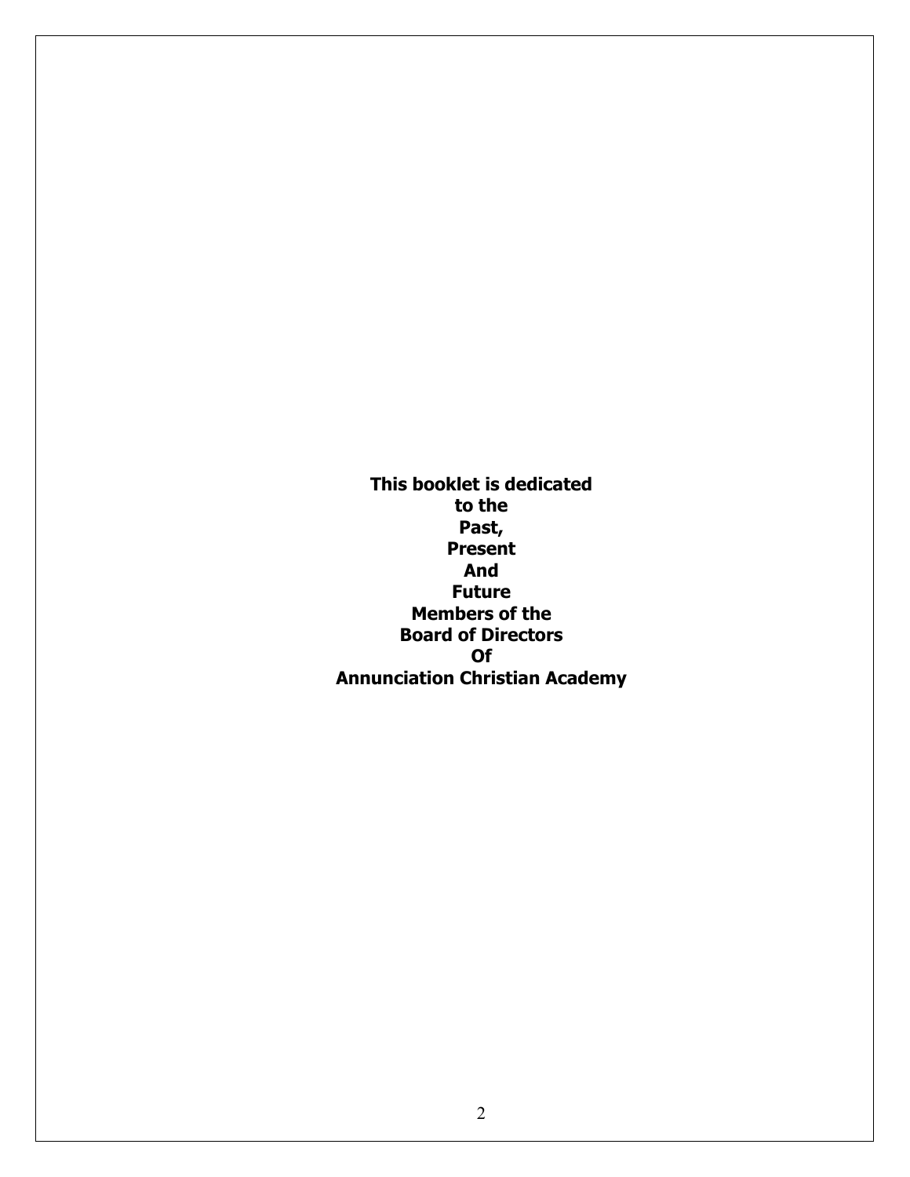**This booklet is dedicated**
**to the**
**Past,**
**Present**
**And**
**Future**
**Members of the**
**Board of Directors**
**Of**
**Annunciation Christian Academy**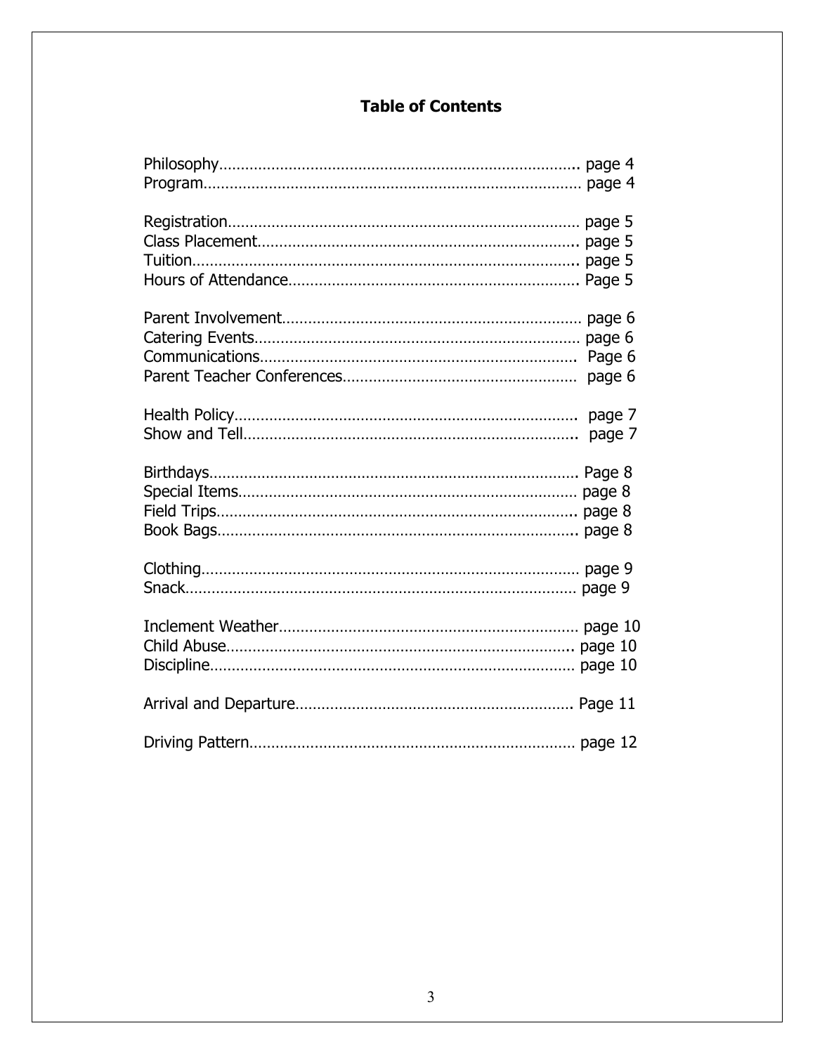# Table of Contents

Philosophy……………………………………………………………………….. page 4
Program……………………………………………………………………… page 4

Registration……………………………………………………………………… page 5
Class Placement……………………………………………………………….. page 5
Tuition…………………………………………………………………………….. page 5
Hours of Attendance………………………………………………………… Page 5

Parent Involvement…………………………………………………………… page 6
Catering Events………………………………………………………………… page 6
Communications……………………………………………………………… Page 6
Parent Teacher Conferences……………………………………………… page 6

Health Policy……………………………………………………………………. page 7
Show and Tell………………………………………………………………….. page 7

Birthdays…………………………………………………………………………. Page 8
Special Items……………………………………………………………………. page 8
Field Trips……………………………………………………………………….. page 8
Book Bags……………………………………………………………………….. page 8

Clothing…………………………………………………………………………… page 9
Snack………………………………………………………………………………. page 9

Inclement Weather…………………………………………………………… page 10
Child Abuse…………………………………………………………………….. page 10
Discipline………………………………………………………………………… page 10

Arrival and Departure……………………………………………………… Page 11

Driving Pattern………………………………………………………………… page 12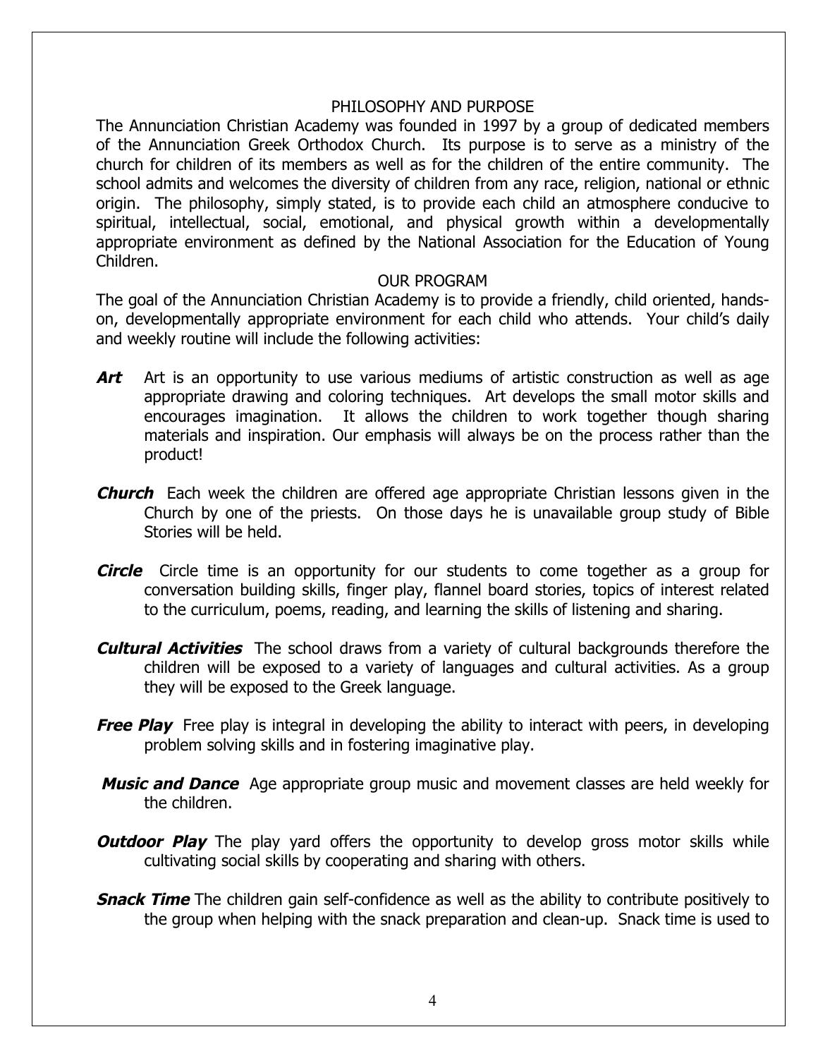## PHILOSOPHY AND PURPOSE

The Annunciation Christian Academy was founded in 1997 by a group of dedicated members of the Annunciation Greek Orthodox Church. Its purpose is to serve as a ministry of the church for children of its members as well as for the children of the entire community. The school admits and welcomes the diversity of children from any race, religion, national or ethnic origin. The philosophy, simply stated, is to provide each child an atmosphere conducive to spiritual, intellectual, social, emotional, and physical growth within a developmentally appropriate environment as defined by the National Association for the Education of Young Children.

## OUR PROGRAM

The goal of the Annunciation Christian Academy is to provide a friendly, child oriented, hands-on, developmentally appropriate environment for each child who attends. Your child's daily and weekly routine will include the following activities:

***Art*** Art is an opportunity to use various mediums of artistic construction as well as age appropriate drawing and coloring techniques. Art develops the small motor skills and encourages imagination. It allows the children to work together though sharing materials and inspiration. Our emphasis will always be on the process rather than the product!

***Church*** Each week the children are offered age appropriate Christian lessons given in the Church by one of the priests. On those days he is unavailable group study of Bible Stories will be held.

***Circle*** Circle time is an opportunity for our students to come together as a group for conversation building skills, finger play, flannel board stories, topics of interest related to the curriculum, poems, reading, and learning the skills of listening and sharing.

***Cultural Activities*** The school draws from a variety of cultural backgrounds therefore the children will be exposed to a variety of languages and cultural activities. As a group they will be exposed to the Greek language.

***Free Play*** Free play is integral in developing the ability to interact with peers, in developing problem solving skills and in fostering imaginative play.

***Music and Dance*** Age appropriate group music and movement classes are held weekly for the children.

***Outdoor Play*** The play yard offers the opportunity to develop gross motor skills while cultivating social skills by cooperating and sharing with others.

***Snack Time*** The children gain self-confidence as well as the ability to contribute positively to the group when helping with the snack preparation and clean-up. Snack time is used to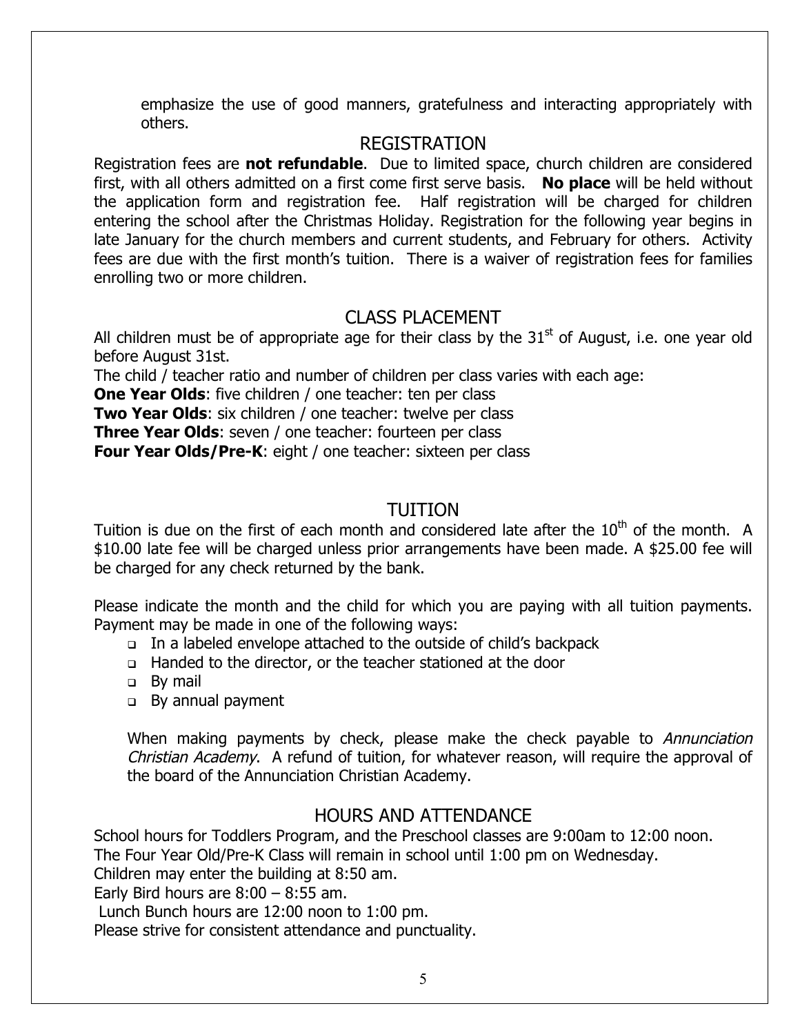emphasize the use of good manners, gratefulness and interacting appropriately with others.

## REGISTRATION

Registration fees are **not refundable**. Due to limited space, church children are considered first, with all others admitted on a first come first serve basis. **No place** will be held without the application form and registration fee. Half registration will be charged for children entering the school after the Christmas Holiday. Registration for the following year begins in late January for the church members and current students, and February for others. Activity fees are due with the first month's tuition. There is a waiver of registration fees for families enrolling two or more children.

## CLASS PLACEMENT

All children must be of appropriate age for their class by the 31st of August, i.e. one year old before August 31st.

The child / teacher ratio and number of children per class varies with each age:

**One Year Olds**: five children / one teacher: ten per class

**Two Year Olds**: six children / one teacher: twelve per class

**Three Year Olds**: seven / one teacher: fourteen per class

**Four Year Olds/Pre-K**: eight / one teacher: sixteen per class

## TUITION

Tuition is due on the first of each month and considered late after the 10th of the month. A $10.00 late fee will be charged unless prior arrangements have been made. A $25.00 fee will be charged for any check returned by the bank.

Please indicate the month and the child for which you are paying with all tuition payments. Payment may be made in one of the following ways:

- In a labeled envelope attached to the outside of child's backpack
- Handed to the director, or the teacher stationed at the door
- By mail
- By annual payment

When making payments by check, please make the check payable to *Annunciation Christian Academy*. A refund of tuition, for whatever reason, will require the approval of the board of the Annunciation Christian Academy.

## HOURS AND ATTENDANCE

School hours for Toddlers Program, and the Preschool classes are 9:00am to 12:00 noon.
The Four Year Old/Pre-K Class will remain in school until 1:00 pm on Wednesday.
Children may enter the building at 8:50 am.
Early Bird hours are 8:00 – 8:55 am.
Lunch Bunch hours are 12:00 noon to 1:00 pm.
Please strive for consistent attendance and punctuality.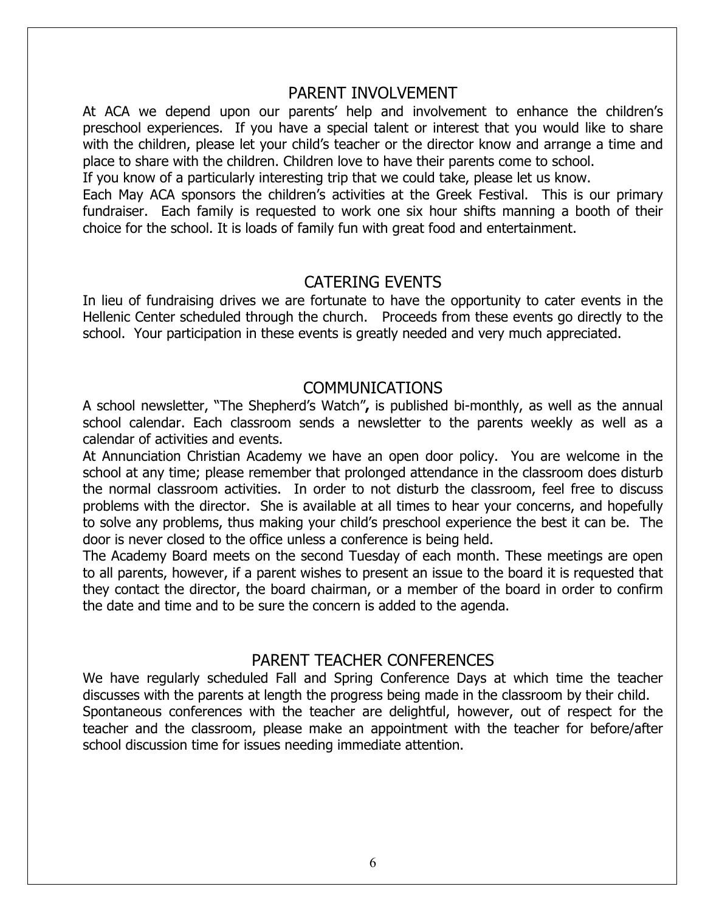## PARENT INVOLVEMENT

At ACA we depend upon our parents' help and involvement to enhance the children's preschool experiences. If you have a special talent or interest that you would like to share with the children, please let your child's teacher or the director know and arrange a time and place to share with the children. Children love to have their parents come to school.

If you know of a particularly interesting trip that we could take, please let us know.

Each May ACA sponsors the children's activities at the Greek Festival. This is our primary fundraiser. Each family is requested to work one six hour shifts manning a booth of their choice for the school. It is loads of family fun with great food and entertainment.

## CATERING EVENTS

In lieu of fundraising drives we are fortunate to have the opportunity to cater events in the Hellenic Center scheduled through the church. Proceeds from these events go directly to the school. Your participation in these events is greatly needed and very much appreciated.

## COMMUNICATIONS

A school newsletter, "The Shepherd's Watch"**,** is published bi-monthly, as well as the annual school calendar. Each classroom sends a newsletter to the parents weekly as well as a calendar of activities and events.

At Annunciation Christian Academy we have an open door policy. You are welcome in the school at any time; please remember that prolonged attendance in the classroom does disturb the normal classroom activities. In order to not disturb the classroom, feel free to discuss problems with the director. She is available at all times to hear your concerns, and hopefully to solve any problems, thus making your child's preschool experience the best it can be. The door is never closed to the office unless a conference is being held.

The Academy Board meets on the second Tuesday of each month. These meetings are open to all parents, however, if a parent wishes to present an issue to the board it is requested that they contact the director, the board chairman, or a member of the board in order to confirm the date and time and to be sure the concern is added to the agenda.

## PARENT TEACHER CONFERENCES

We have regularly scheduled Fall and Spring Conference Days at which time the teacher discusses with the parents at length the progress being made in the classroom by their child.

Spontaneous conferences with the teacher are delightful, however, out of respect for the teacher and the classroom, please make an appointment with the teacher for before/after school discussion time for issues needing immediate attention.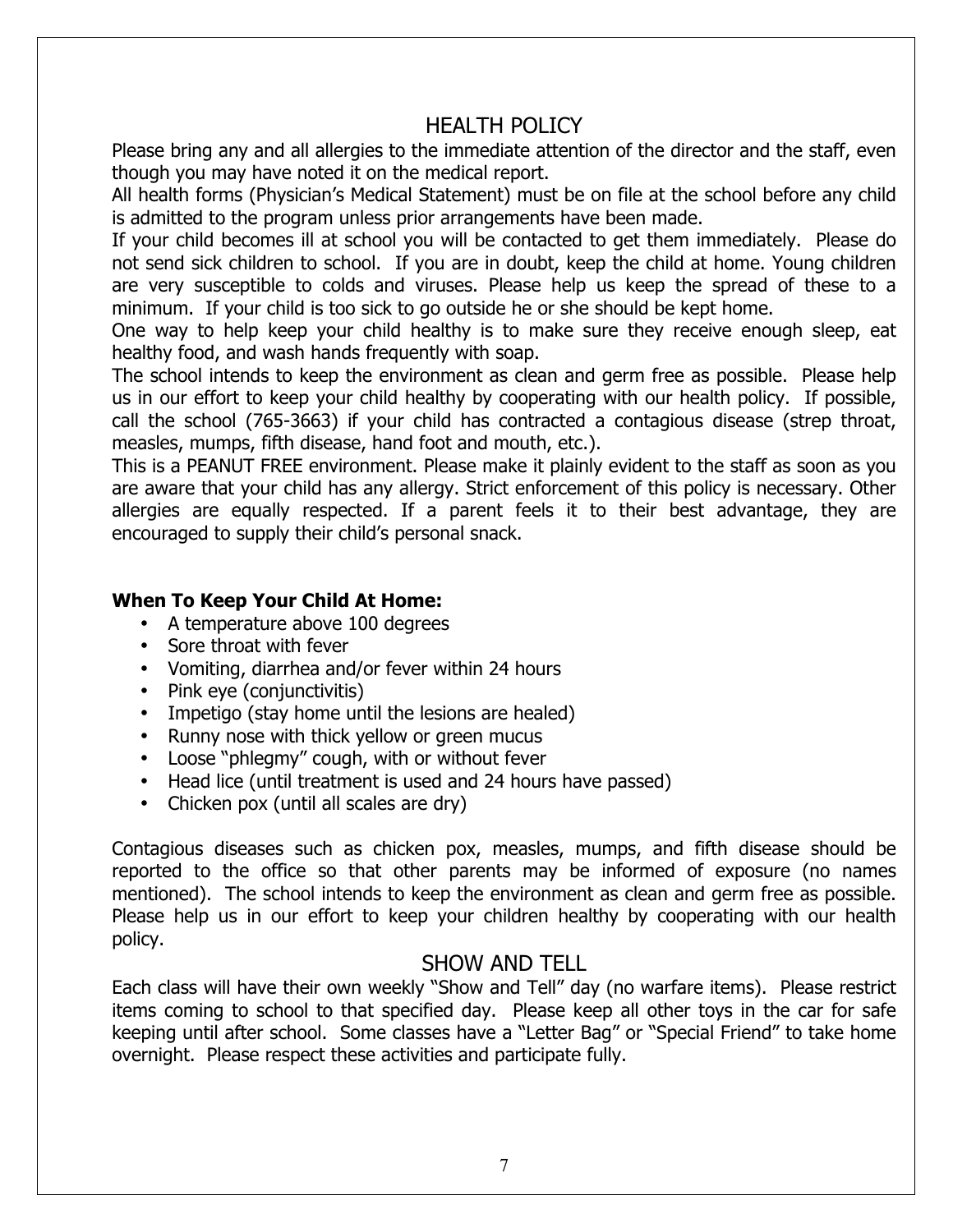## HEALTH POLICY

Please bring any and all allergies to the immediate attention of the director and the staff, even though you may have noted it on the medical report.

All health forms (Physician's Medical Statement) must be on file at the school before any child is admitted to the program unless prior arrangements have been made.

If your child becomes ill at school you will be contacted to get them immediately. Please do not send sick children to school. If you are in doubt, keep the child at home. Young children are very susceptible to colds and viruses. Please help us keep the spread of these to a minimum. If your child is too sick to go outside he or she should be kept home.

One way to help keep your child healthy is to make sure they receive enough sleep, eat healthy food, and wash hands frequently with soap.

The school intends to keep the environment as clean and germ free as possible. Please help us in our effort to keep your child healthy by cooperating with our health policy. If possible, call the school (765-3663) if your child has contracted a contagious disease (strep throat, measles, mumps, fifth disease, hand foot and mouth, etc.).

This is a PEANUT FREE environment. Please make it plainly evident to the staff as soon as you are aware that your child has any allergy. Strict enforcement of this policy is necessary. Other allergies are equally respected. If a parent feels it to their best advantage, they are encouraged to supply their child's personal snack.

**When To Keep Your Child At Home:**

- A temperature above 100 degrees
- Sore throat with fever
- Vomiting, diarrhea and/or fever within 24 hours
- Pink eye (conjunctivitis)
- Impetigo (stay home until the lesions are healed)
- Runny nose with thick yellow or green mucus
- Loose "phlegmy" cough, with or without fever
- Head lice (until treatment is used and 24 hours have passed)
- Chicken pox (until all scales are dry)

Contagious diseases such as chicken pox, measles, mumps, and fifth disease should be reported to the office so that other parents may be informed of exposure (no names mentioned). The school intends to keep the environment as clean and germ free as possible. Please help us in our effort to keep your children healthy by cooperating with our health policy.

## SHOW AND TELL

Each class will have their own weekly "Show and Tell" day (no warfare items). Please restrict items coming to school to that specified day. Please keep all other toys in the car for safe keeping until after school. Some classes have a "Letter Bag" or "Special Friend" to take home overnight. Please respect these activities and participate fully.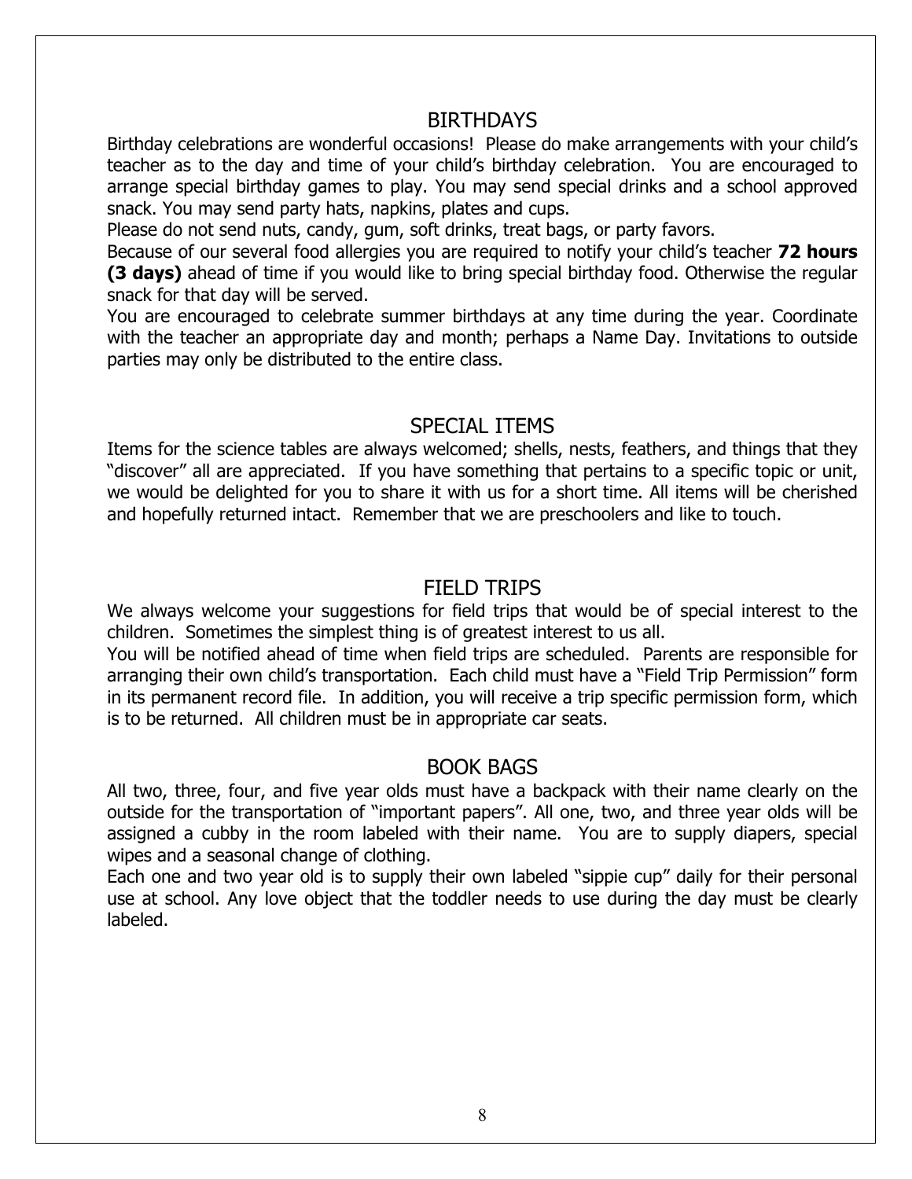## BIRTHDAYS

Birthday celebrations are wonderful occasions! Please do make arrangements with your child's teacher as to the day and time of your child's birthday celebration. You are encouraged to arrange special birthday games to play. You may send special drinks and a school approved snack. You may send party hats, napkins, plates and cups.

Please do not send nuts, candy, gum, soft drinks, treat bags, or party favors.

Because of our several food allergies you are required to notify your child's teacher **72 hours (3 days)** ahead of time if you would like to bring special birthday food. Otherwise the regular snack for that day will be served.

You are encouraged to celebrate summer birthdays at any time during the year. Coordinate with the teacher an appropriate day and month; perhaps a Name Day. Invitations to outside parties may only be distributed to the entire class.

## SPECIAL ITEMS

Items for the science tables are always welcomed; shells, nests, feathers, and things that they "discover" all are appreciated. If you have something that pertains to a specific topic or unit, we would be delighted for you to share it with us for a short time. All items will be cherished and hopefully returned intact. Remember that we are preschoolers and like to touch.

## FIELD TRIPS

We always welcome your suggestions for field trips that would be of special interest to the children. Sometimes the simplest thing is of greatest interest to us all.

You will be notified ahead of time when field trips are scheduled. Parents are responsible for arranging their own child's transportation. Each child must have a "Field Trip Permission" form in its permanent record file. In addition, you will receive a trip specific permission form, which is to be returned. All children must be in appropriate car seats.

## BOOK BAGS

All two, three, four, and five year olds must have a backpack with their name clearly on the outside for the transportation of "important papers". All one, two, and three year olds will be assigned a cubby in the room labeled with their name. You are to supply diapers, special wipes and a seasonal change of clothing.

Each one and two year old is to supply their own labeled "sippie cup" daily for their personal use at school. Any love object that the toddler needs to use during the day must be clearly labeled.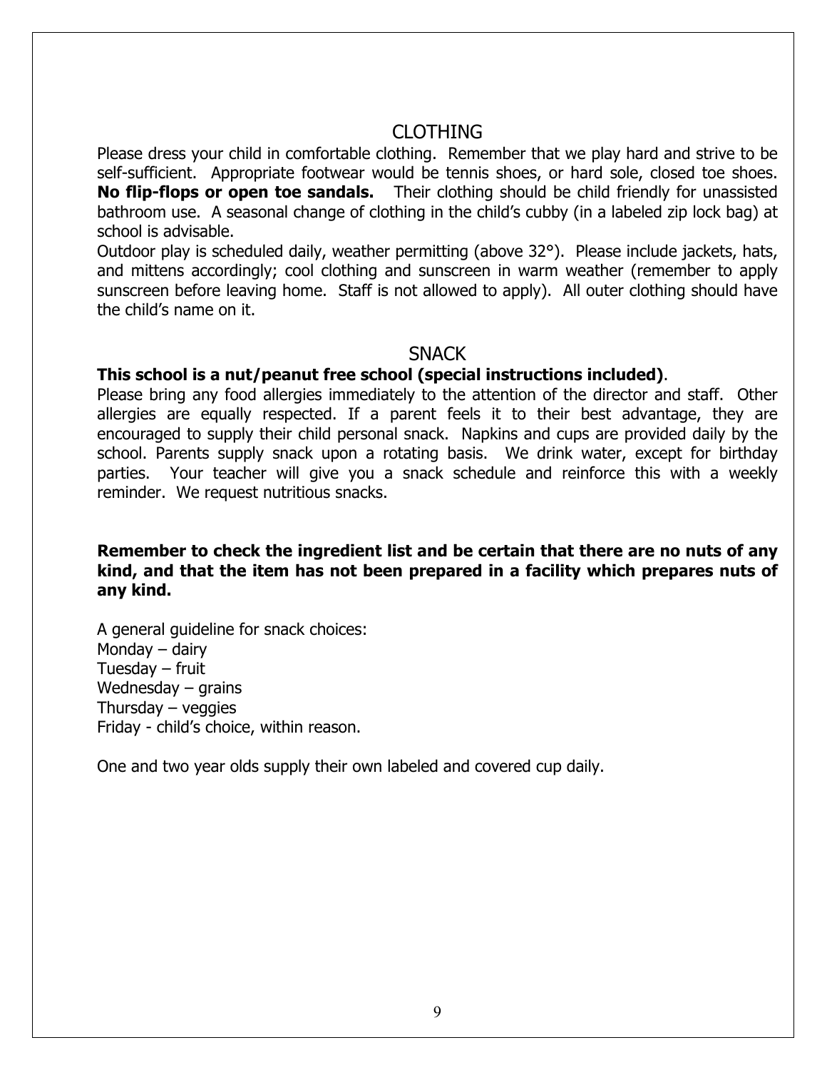## CLOTHING

Please dress your child in comfortable clothing. Remember that we play hard and strive to be self-sufficient. Appropriate footwear would be tennis shoes, or hard sole, closed toe shoes. **No flip-flops or open toe sandals.** Their clothing should be child friendly for unassisted bathroom use. A seasonal change of clothing in the child's cubby (in a labeled zip lock bag) at school is advisable.

Outdoor play is scheduled daily, weather permitting (above 32°). Please include jackets, hats, and mittens accordingly; cool clothing and sunscreen in warm weather (remember to apply sunscreen before leaving home. Staff is not allowed to apply). All outer clothing should have the child's name on it.

## SNACK

**This school is a nut/peanut free school (special instructions included)**.

Please bring any food allergies immediately to the attention of the director and staff. Other allergies are equally respected. If a parent feels it to their best advantage, they are encouraged to supply their child personal snack. Napkins and cups are provided daily by the school. Parents supply snack upon a rotating basis. We drink water, except for birthday parties. Your teacher will give you a snack schedule and reinforce this with a weekly reminder. We request nutritious snacks.

**Remember to check the ingredient list and be certain that there are no nuts of any kind, and that the item has not been prepared in a facility which prepares nuts of any kind.**

A general guideline for snack choices:
Monday – dairy
Tuesday – fruit
Wednesday – grains
Thursday – veggies
Friday - child's choice, within reason.

One and two year olds supply their own labeled and covered cup daily.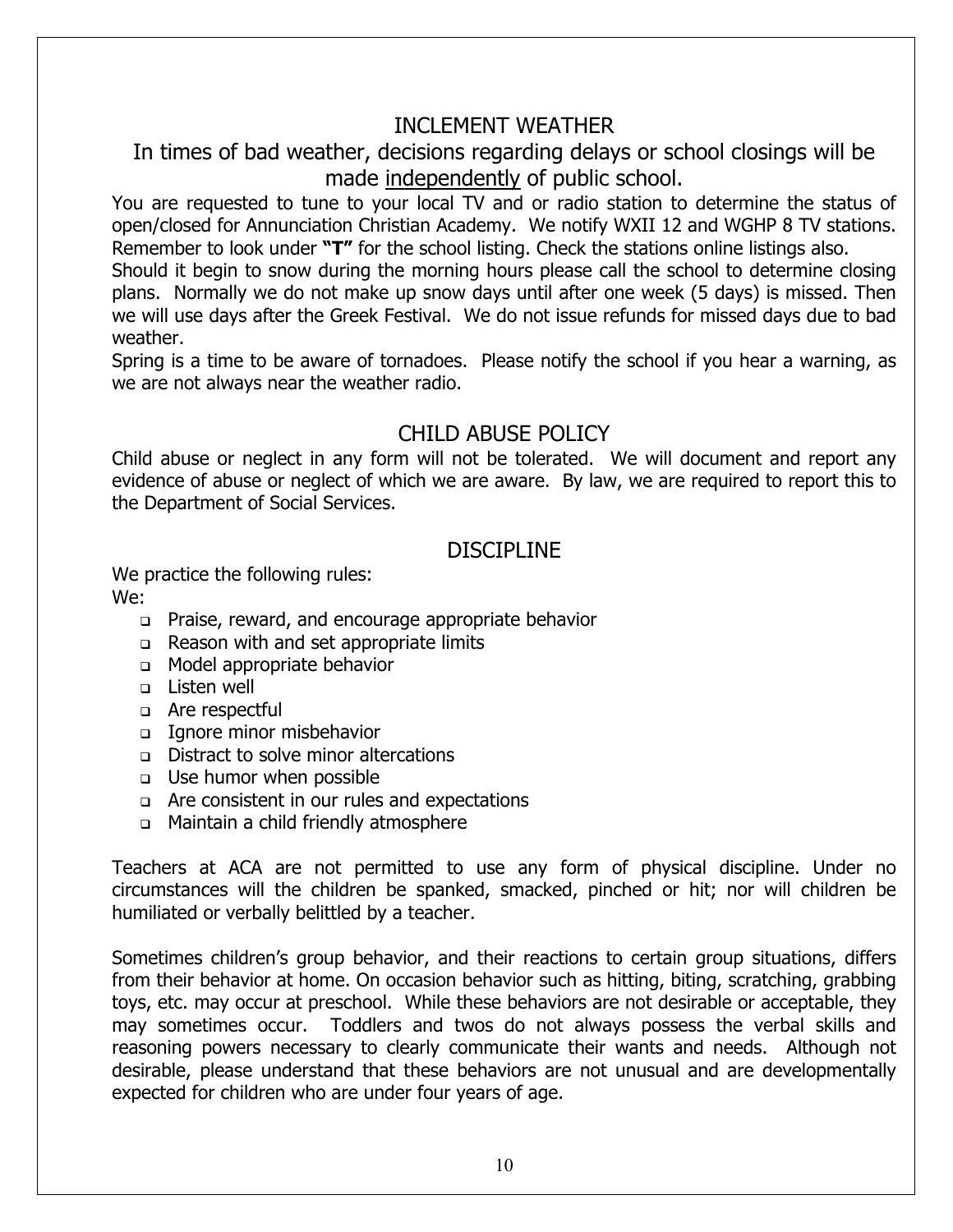## INCLEMENT WEATHER

### In times of bad weather, decisions regarding delays or school closings will be made <u>independently</u> of public school.

You are requested to tune to your local TV and or radio station to determine the status of open/closed for Annunciation Christian Academy. We notify WXII 12 and WGHP 8 TV stations. Remember to look under **"T"** for the school listing. Check the stations online listings also.

Should it begin to snow during the morning hours please call the school to determine closing plans. Normally we do not make up snow days until after one week (5 days) is missed. Then we will use days after the Greek Festival. We do not issue refunds for missed days due to bad weather.

Spring is a time to be aware of tornadoes. Please notify the school if you hear a warning, as we are not always near the weather radio.

## CHILD ABUSE POLICY

Child abuse or neglect in any form will not be tolerated. We will document and report any evidence of abuse or neglect of which we are aware. By law, we are required to report this to the Department of Social Services.

## DISCIPLINE

We practice the following rules:

We:

- Praise, reward, and encourage appropriate behavior
- Reason with and set appropriate limits
- Model appropriate behavior
- Listen well
- Are respectful
- Ignore minor misbehavior
- Distract to solve minor altercations
- Use humor when possible
- Are consistent in our rules and expectations
- Maintain a child friendly atmosphere

Teachers at ACA are not permitted to use any form of physical discipline. Under no circumstances will the children be spanked, smacked, pinched or hit; nor will children be humiliated or verbally belittled by a teacher.

Sometimes children's group behavior, and their reactions to certain group situations, differs from their behavior at home. On occasion behavior such as hitting, biting, scratching, grabbing toys, etc. may occur at preschool. While these behaviors are not desirable or acceptable, they may sometimes occur. Toddlers and twos do not always possess the verbal skills and reasoning powers necessary to clearly communicate their wants and needs. Although not desirable, please understand that these behaviors are not unusual and are developmentally expected for children who are under four years of age.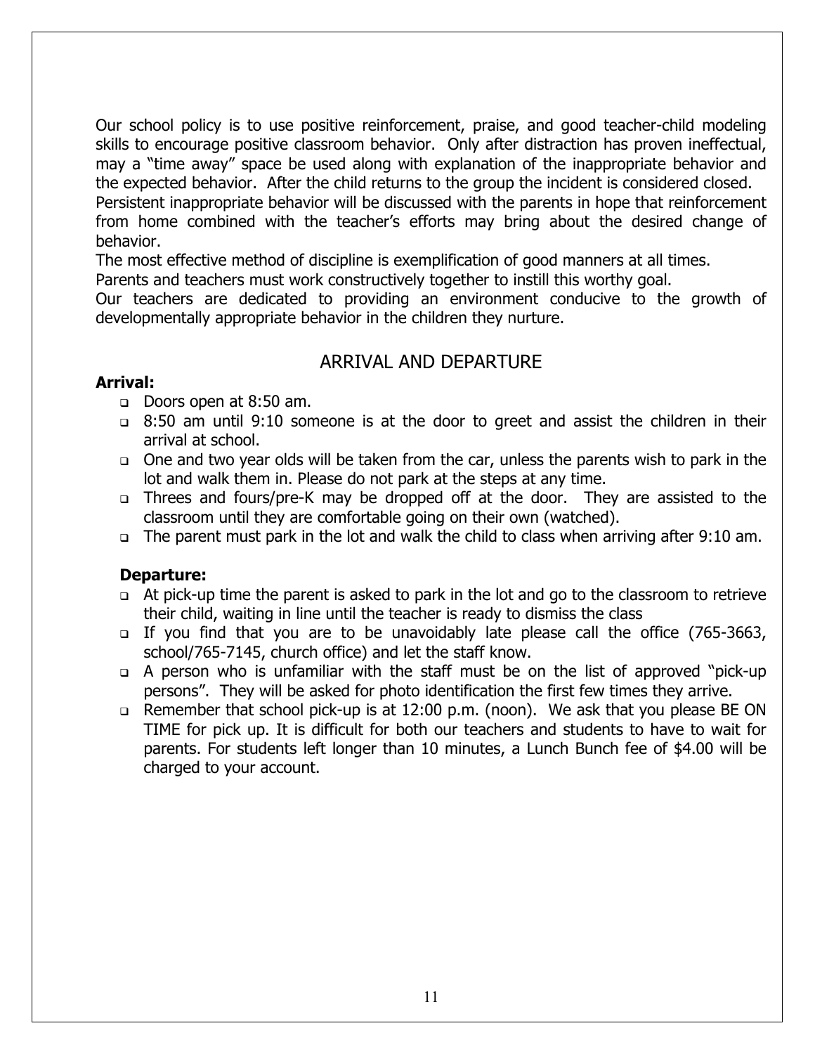Our school policy is to use positive reinforcement, praise, and good teacher-child modeling skills to encourage positive classroom behavior. Only after distraction has proven ineffectual, may a "time away" space be used along with explanation of the inappropriate behavior and the expected behavior. After the child returns to the group the incident is considered closed.
Persistent inappropriate behavior will be discussed with the parents in hope that reinforcement from home combined with the teacher's efforts may bring about the desired change of behavior.
The most effective method of discipline is exemplification of good manners at all times.
Parents and teachers must work constructively together to instill this worthy goal.
Our teachers are dedicated to providing an environment conducive to the growth of developmentally appropriate behavior in the children they nurture.

## ARRIVAL AND DEPARTURE

**Arrival:**

- Doors open at 8:50 am.
- 8:50 am until 9:10 someone is at the door to greet and assist the children in their arrival at school.
- One and two year olds will be taken from the car, unless the parents wish to park in the lot and walk them in. Please do not park at the steps at any time.
- Threes and fours/pre-K may be dropped off at the door. They are assisted to the classroom until they are comfortable going on their own (watched).
- The parent must park in the lot and walk the child to class when arriving after 9:10 am.

**Departure:**

- At pick-up time the parent is asked to park in the lot and go to the classroom to retrieve their child, waiting in line until the teacher is ready to dismiss the class
- If you find that you are to be unavoidably late please call the office (765-3663, school/765-7145, church office) and let the staff know.
- A person who is unfamiliar with the staff must be on the list of approved "pick-up persons". They will be asked for photo identification the first few times they arrive.
- Remember that school pick-up is at 12:00 p.m. (noon). We ask that you please BE ON TIME for pick up. It is difficult for both our teachers and students to have to wait for parents. For students left longer than 10 minutes, a Lunch Bunch fee of $4.00 will be charged to your account.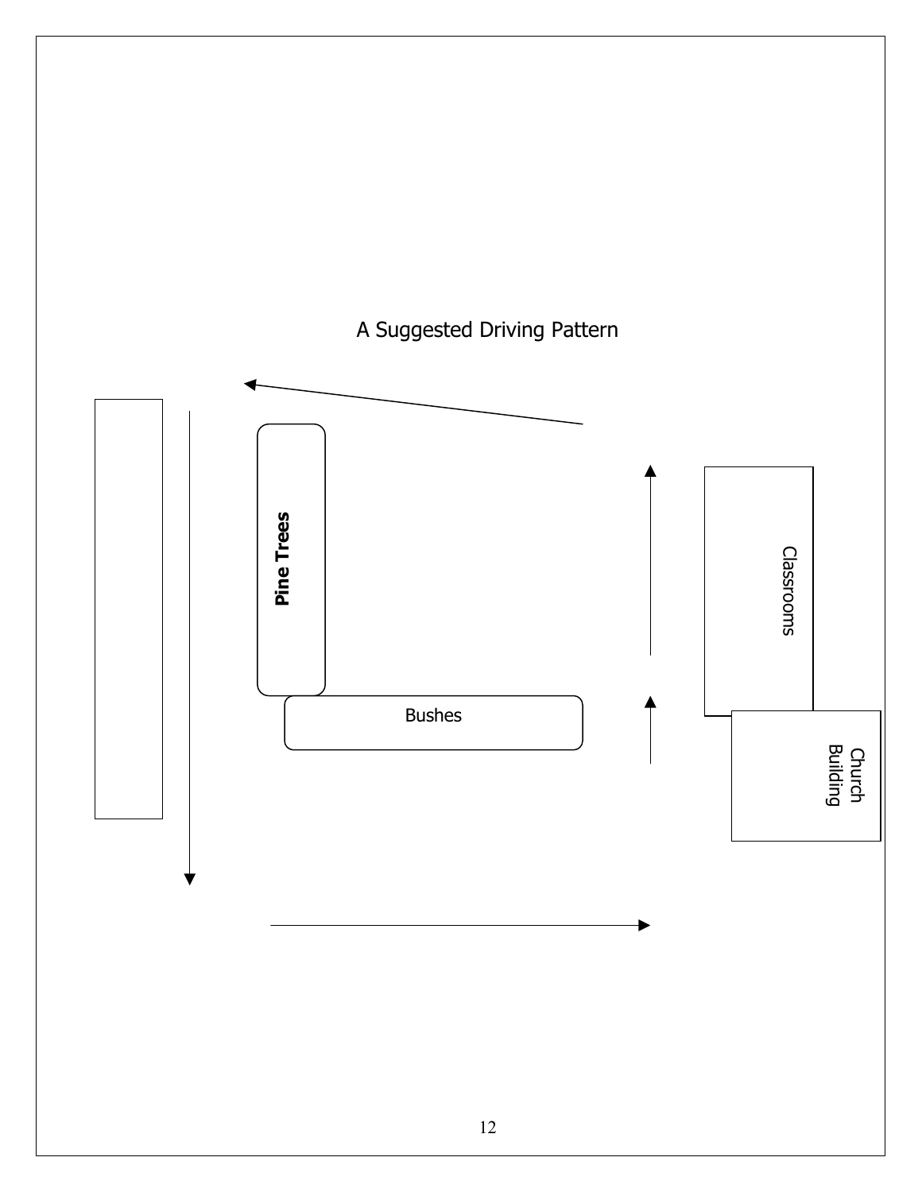A Suggested Driving Pattern

Pine Trees

Classrooms

Bushes

Church Building